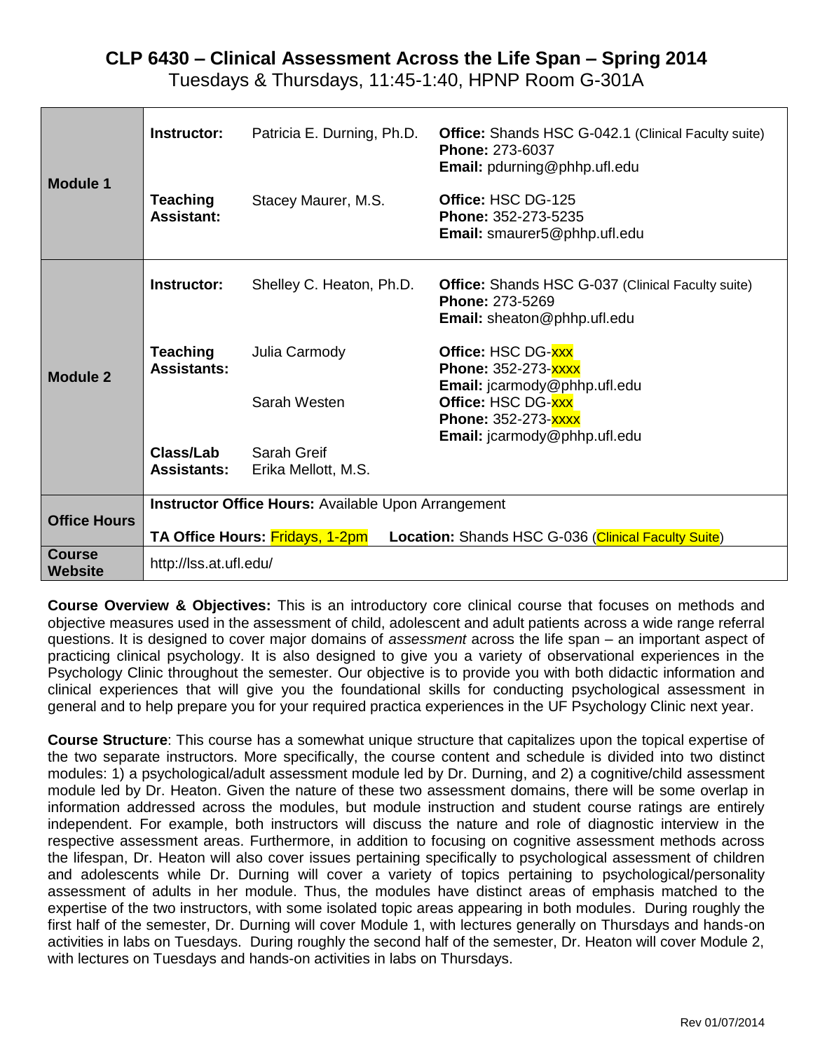# CLP 6430 – Clinical Assessment Across the Life Span – Spring 2014

Tuesdays & Thursdays, 11:45-1:40, HPNP Room G-301A

| | | | |
|---|---|---|---|
| **Module 1** | **Instructor:** | Patricia E. Durning, Ph.D. | **Office:** Shands HSC G-042.1 (Clinical Faculty suite) **Phone:** 273-6037 **Email:** pdurning@phhp.ufl.edu |
| | **Teaching Assistant:** | Stacey Maurer, M.S. | **Office:** HSC DG-125 **Phone:** 352-273-5235 **Email:** smaurer5@phhp.ufl.edu |
| **Module 2** | **Instructor:** | Shelley C. Heaton, Ph.D. | **Office:** Shands HSC G-037 (Clinical Faculty suite) **Phone:** 273-5269 **Email:** sheaton@phhp.ufl.edu |
| | **Teaching Assistants:** | Julia Carmody | **Office:** HSC DG-xxx **Phone:** 352-273-xxxx **Email:** jcarmody@phhp.ufl.edu |
| | | Sarah Westen | **Office:** HSC DG-xxx **Phone:** 352-273-xxxx **Email:** jcarmody@phhp.ufl.edu |
| | **Class/Lab Assistants:** | Sarah Greif Erika Mellott, M.S. | |
| **Office Hours** | **Instructor Office Hours:** Available Upon Arrangement | | |
| | **TA Office Hours:** Fridays, 1-2pm | | **Location:** Shands HSC G-036 (Clinical Faculty Suite) |
| **Course Website** | http://lss.at.ufl.edu/ | | |

**Course Overview & Objectives:** This is an introductory core clinical course that focuses on methods and objective measures used in the assessment of child, adolescent and adult patients across a wide range referral questions. It is designed to cover major domains of *assessment* across the life span – an important aspect of practicing clinical psychology. It is also designed to give you a variety of observational experiences in the Psychology Clinic throughout the semester. Our objective is to provide you with both didactic information and clinical experiences that will give you the foundational skills for conducting psychological assessment in general and to help prepare you for your required practica experiences in the UF Psychology Clinic next year.

**Course Structure**: This course has a somewhat unique structure that capitalizes upon the topical expertise of the two separate instructors. More specifically, the course content and schedule is divided into two distinct modules: 1) a psychological/adult assessment module led by Dr. Durning, and 2) a cognitive/child assessment module led by Dr. Heaton. Given the nature of these two assessment domains, there will be some overlap in information addressed across the modules, but module instruction and student course ratings are entirely independent. For example, both instructors will discuss the nature and role of diagnostic interview in the respective assessment areas. Furthermore, in addition to focusing on cognitive assessment methods across the lifespan, Dr. Heaton will also cover issues pertaining specifically to psychological assessment of children and adolescents while Dr. Durning will cover a variety of topics pertaining to psychological/personality assessment of adults in her module. Thus, the modules have distinct areas of emphasis matched to the expertise of the two instructors, with some isolated topic areas appearing in both modules. During roughly the first half of the semester, Dr. Durning will cover Module 1, with lectures generally on Thursdays and hands-on activities in labs on Tuesdays. During roughly the second half of the semester, Dr. Heaton will cover Module 2, with lectures on Tuesdays and hands-on activities in labs on Thursdays.

Rev 01/07/2014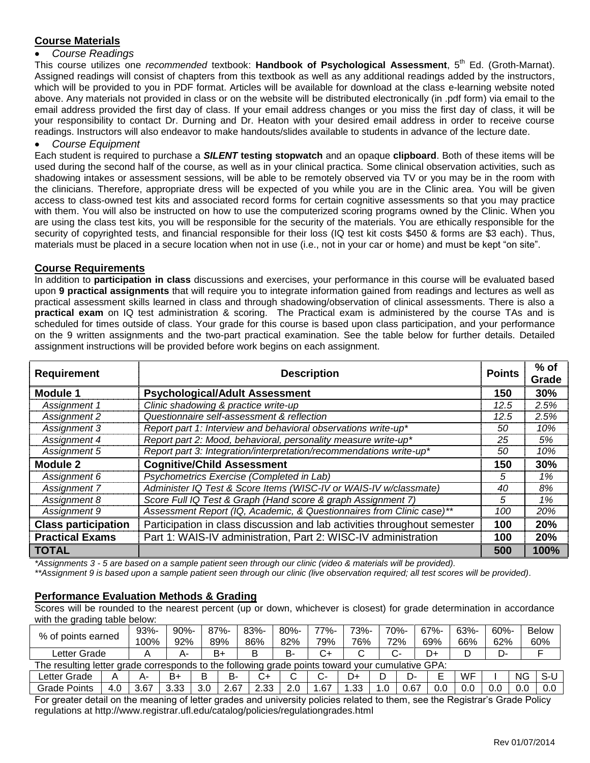## Course Materials

- *Course Readings*

This course utilizes one *recommended* textbook: **Handbook of Psychological Assessment**, 5th Ed. (Groth-Marnat). Assigned readings will consist of chapters from this textbook as well as any additional readings added by the instructors, which will be provided to you in PDF format. Articles will be available for download at the class e-learning website noted above. Any materials not provided in class or on the website will be distributed electronically (in .pdf form) via email to the email address provided the first day of class. If your email address changes or you miss the first day of class, it will be your responsibility to contact Dr. Durning and Dr. Heaton with your desired email address in order to receive course readings. Instructors will also endeavor to make handouts/slides available to students in advance of the lecture date.

- *Course Equipment*

Each student is required to purchase a ***SILENT*** **testing stopwatch** and an opaque **clipboard**. Both of these items will be used during the second half of the course, as well as in your clinical practica. Some clinical observation activities, such as shadowing intakes or assessment sessions, will be able to be remotely observed via TV or you may be in the room with the clinicians. Therefore, appropriate dress will be expected of you while you are in the Clinic area. You will be given access to class-owned test kits and associated record forms for certain cognitive assessments so that you may practice with them. You will also be instructed on how to use the computerized scoring programs owned by the Clinic. When you are using the class test kits, you will be responsible for the security of the materials. You are ethically responsible for the security of copyrighted tests, and financial responsible for their loss (IQ test kit costs $450 & forms are $3 each). Thus, materials must be placed in a secure location when not in use (i.e., not in your car or home) and must be kept "on site".

## Course Requirements

In addition to **participation in class** discussions and exercises, your performance in this course will be evaluated based upon **9 practical assignments** that will require you to integrate information gained from readings and lectures as well as practical assessment skills learned in class and through shadowing/observation of clinical assessments. There is also a **practical exam** on IQ test administration & scoring. The Practical exam is administered by the course TAs and is scheduled for times outside of class. Your grade for this course is based upon class participation, and your performance on the 9 written assignments and the two-part practical examination. See the table below for further details. Detailed assignment instructions will be provided before work begins on each assignment.

| Requirement | Description | Points | % of Grade |
|---|---|---|---|
| **Module 1** | **Psychological/Adult Assessment** | **150** | **30%** |
| *Assignment 1* | *Clinic shadowing & practice write-up* | *12.5* | *2.5%* |
| *Assignment 2* | *Questionnaire self-assessment & reflection* | *12.5* | *2.5%* |
| *Assignment 3* | *Report part 1: Interview and behavioral observations write-up** | *50* | *10%* |
| *Assignment 4* | *Report part 2: Mood, behavioral, personality measure write-up** | *25* | *5%* |
| *Assignment 5* | *Report part 3: Integration/interpretation/recommendations write-up** | *50* | *10%* |
| **Module 2** | **Cognitive/Child Assessment** | **150** | **30%** |
| *Assignment 6* | *Psychometrics Exercise (Completed in Lab)* | *5* | *1%* |
| *Assignment 7* | *Administer IQ Test & Score Items (WISC-IV or WAIS-IV w/classmate)* | *40* | *8%* |
| *Assignment 8* | *Score Full IQ Test & Graph (Hand score & graph Assignment 7)* | *5* | *1%* |
| *Assignment 9* | *Assessment Report (IQ, Academic, & Questionnaires from Clinic case)*** | *100* | *20%* |
| **Class participation** | Participation in class discussion and lab activities throughout semester | **100** | **20%** |
| **Practical Exams** | Part 1: WAIS-IV administration, Part 2: WISC-IV administration | **100** | **20%** |
| **TOTAL** | | **500** | **100%** |

*\*Assignments 3 - 5 are based on a sample patient seen through our clinic (video & materials will be provided).*

*\*\*Assignment 9 is based upon a sample patient seen through our clinic (live observation required; all test scores will be provided).*

## Performance Evaluation Methods & Grading

Scores will be rounded to the nearest percent (up or down, whichever is closest) for grade determination in accordance with the grading table below:

| % of points earned | 93%-100% | 90%-92% | 87%-89% | 83%-86% | 80%-82% | 77%-79% | 73%-76% | 70%-72% | 67%-69% | 63%-66% | 60%-62% | Below 60% |
|---|---|---|---|---|---|---|---|---|---|---|---|---|
| Letter Grade | A | A- | B+ | B | B- | C+ | C | C- | D+ | D | D- | F |

The resulting letter grade corresponds to the following grade points toward your cumulative GPA:

| Letter Grade | A | A- | B+ | B | B- | C+ | C | C- | D+ | D | D- | E | WF | I | NG | S-U |
|---|---|---|---|---|---|---|---|---|---|---|---|---|---|---|---|---|
| Grade Points | 4.0 | 3.67 | 3.33 | 3.0 | 2.67 | 2.33 | 2.0 | 1.67 | 1.33 | 1.0 | 0.67 | 0.0 | 0.0 | 0.0 | 0.0 | 0.0 |

For greater detail on the meaning of letter grades and university policies related to them, see the Registrar's Grade Policy regulations at http://www.registrar.ufl.edu/catalog/policies/regulationgrades.html

Rev 01/07/2014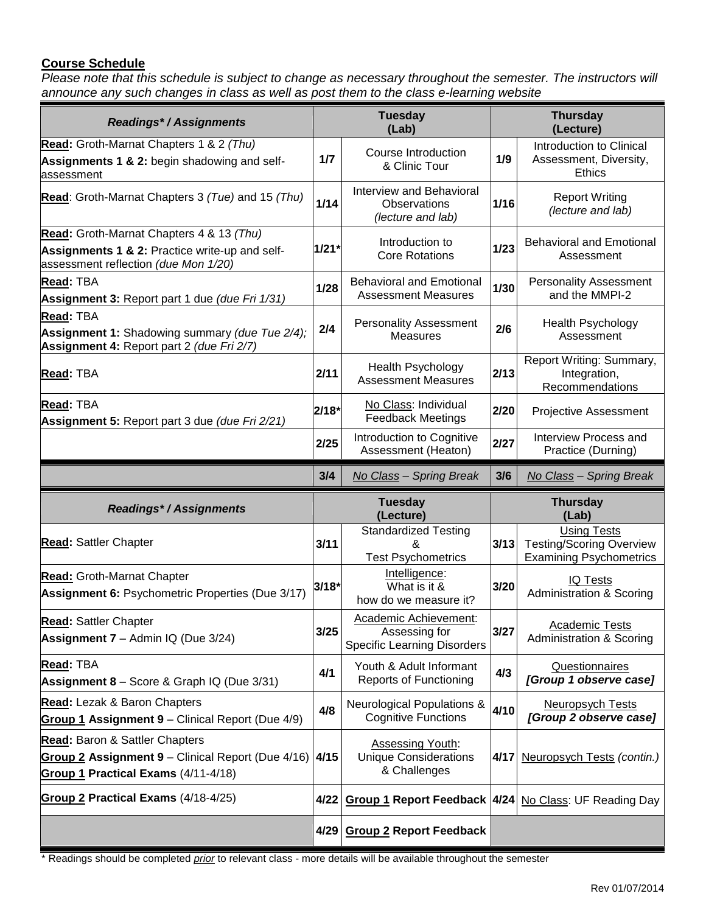## Course Schedule

*Please note that this schedule is subject to change as necessary throughout the semester. The instructors will announce any such changes in class as well as post them to the class e-learning website*

| *Readings\* / Assignments* | Tuesday (Lab) | | Thursday (Lecture) | |
|---|---|---|---|---|
| **Read:** Groth-Marnat Chapters 1 & 2 *(Thu)*<br>**Assignments 1 & 2:** begin shadowing and self-assessment | 1/7 | Course Introduction & Clinic Tour | 1/9 | Introduction to Clinical Assessment, Diversity, Ethics |
| **Read**: Groth-Marnat Chapters 3 *(Tue)* and 15 *(Thu)* | 1/14 | Interview and Behavioral Observations *(lecture and lab)* | 1/16 | Report Writing *(lecture and lab)* |
| **Read:** Groth-Marnat Chapters 4 & 13 *(Thu)*<br>**Assignments 1 & 2:** Practice write-up and self-assessment reflection *(due Mon 1/20)* | 1/21* | Introduction to Core Rotations | 1/23 | Behavioral and Emotional Assessment |
| **Read:** TBA<br>**Assignment 3:** Report part 1 due *(due Fri 1/31)* | 1/28 | Behavioral and Emotional Assessment Measures | 1/30 | Personality Assessment and the MMPI-2 |
| **Read:** TBA<br>**Assignment 1:** Shadowing summary *(due Tue 2/4);*<br>**Assignment 4:** Report part 2 *(due Fri 2/7)* | 2/4 | Personality Assessment Measures | 2/6 | Health Psychology Assessment |
| **Read:** TBA | 2/11 | Health Psychology Assessment Measures | 2/13 | Report Writing: Summary, Integration, Recommendations |
| **Read:** TBA<br>**Assignment 5:** Report part 3 due *(due Fri 2/21)* | 2/18* | No Class: Individual Feedback Meetings | 2/20 | Projective Assessment |
| | 2/25 | Introduction to Cognitive Assessment (Heaton) | 2/27 | Interview Process and Practice (Durning) |
| | 3/4 | *No Class – Spring Break* | 3/6 | *No Class – Spring Break* |
| ***Readings\* / Assignments*** | **Tuesday (Lecture)** | | **Thursday (Lab)** | |
| **Read:** Sattler Chapter | 3/11 | Standardized Testing & Test Psychometrics | 3/13 | Using Tests<br>Testing/Scoring Overview<br>Examining Psychometrics |
| **Read:** Groth-Marnat Chapter<br>**Assignment 6:** Psychometric Properties (Due 3/17) | 3/18* | Intelligence: What is it & how do we measure it? | 3/20 | IQ Tests<br>Administration & Scoring |
| **Read:** Sattler Chapter<br>**Assignment 7** – Admin IQ (Due 3/24) | 3/25 | Academic Achievement: Assessing for Specific Learning Disorders | 3/27 | Academic Tests<br>Administration & Scoring |
| **Read:** TBA<br>**Assignment 8** – Score & Graph IQ (Due 3/31) | 4/1 | Youth & Adult Informant Reports of Functioning | 4/3 | Questionnaires<br>***[Group 1 observe case]*** |
| **Read:** Lezak & Baron Chapters<br>**Group 1 Assignment 9** – Clinical Report (Due 4/9) | 4/8 | Neurological Populations & Cognitive Functions | 4/10 | Neuropsych Tests<br>***[Group 2 observe case]*** |
| **Read:** Baron & Sattler Chapters<br>**Group 2 Assignment 9** – Clinical Report (Due 4/16)<br>**Group 1 Practical Exams** (4/11-4/18) | 4/15 | Assessing Youth: Unique Considerations & Challenges | 4/17 | Neuropsych Tests *(contin.)* |
| **Group 2 Practical Exams** (4/18-4/25) | 4/22 | **Group 1 Report Feedback** | 4/24 | No Class: UF Reading Day |
| | 4/29 | **Group 2 Report Feedback** | | |

\* Readings should be completed *prior* to relevant class - more details will be available throughout the semester

Rev 01/07/2014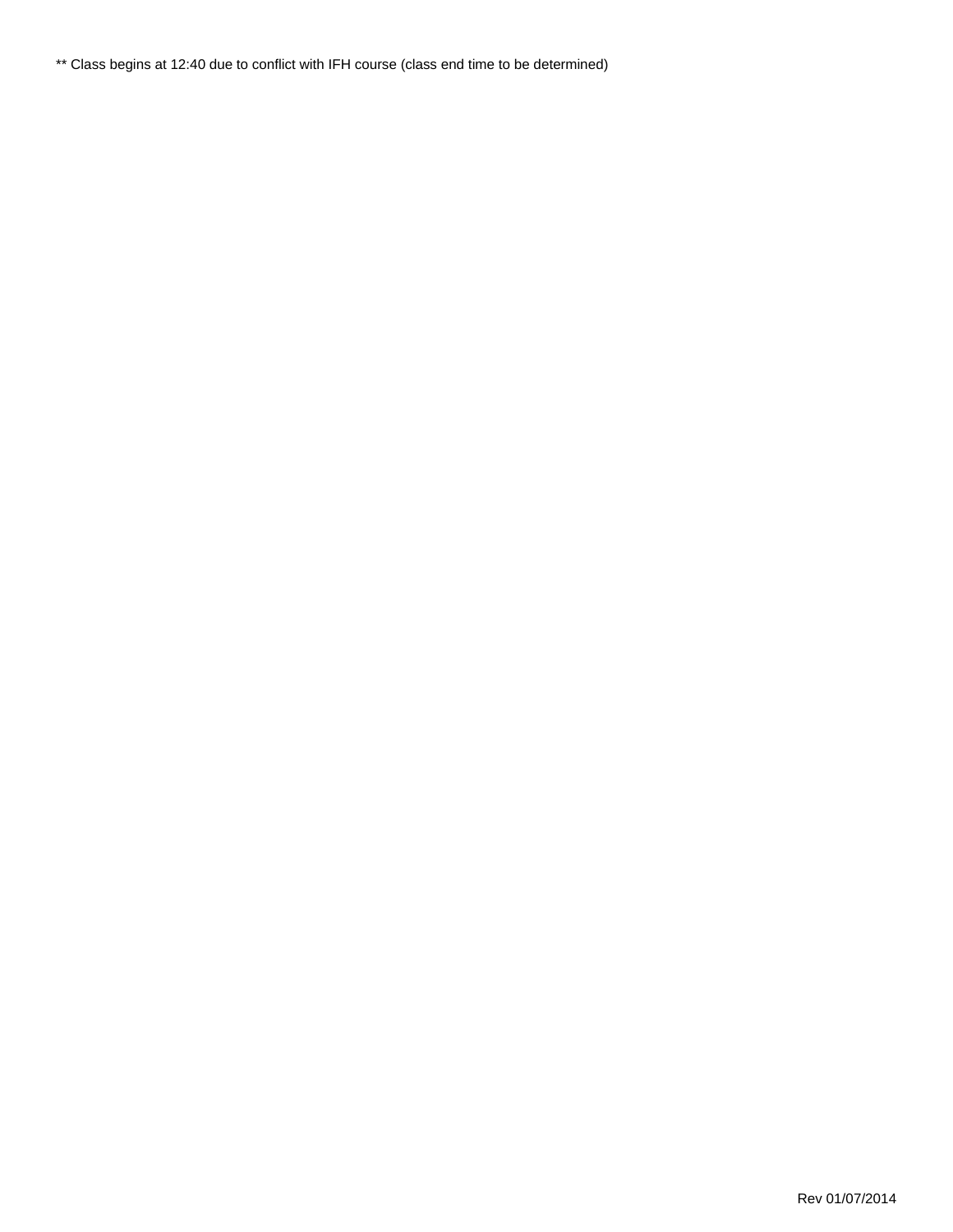** Class begins at 12:40 due to conflict with IFH course (class end time to be determined)

Rev 01/07/2014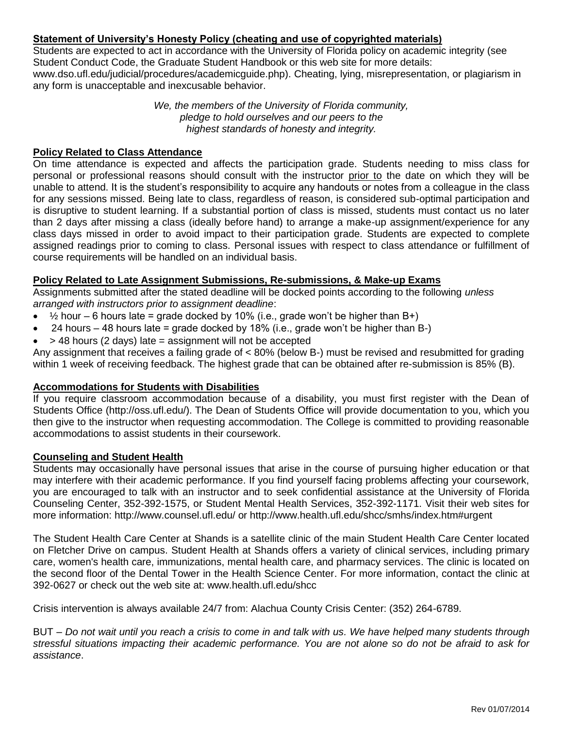**Statement of University's Honesty Policy (cheating and use of copyrighted materials)**

Students are expected to act in accordance with the University of Florida policy on academic integrity (see Student Conduct Code, the Graduate Student Handbook or this web site for more details: www.dso.ufl.edu/judicial/procedures/academicguide.php). Cheating, lying, misrepresentation, or plagiarism in any form is unacceptable and inexcusable behavior.

*We, the members of the University of Florida community,*
*pledge to hold ourselves and our peers to the*
*highest standards of honesty and integrity.*

**Policy Related to Class Attendance**

On time attendance is expected and affects the participation grade. Students needing to miss class for personal or professional reasons should consult with the instructor prior to the date on which they will be unable to attend. It is the student's responsibility to acquire any handouts or notes from a colleague in the class for any sessions missed. Being late to class, regardless of reason, is considered sub-optimal participation and is disruptive to student learning. If a substantial portion of class is missed, students must contact us no later than 2 days after missing a class (ideally before hand) to arrange a make-up assignment/experience for any class days missed in order to avoid impact to their participation grade. Students are expected to complete assigned readings prior to coming to class. Personal issues with respect to class attendance or fulfillment of course requirements will be handled on an individual basis.

**Policy Related to Late Assignment Submissions, Re-submissions, & Make-up Exams**

Assignments submitted after the stated deadline will be docked points according to the following *unless arranged with instructors prior to assignment deadline*:

- ½ hour – 6 hours late = grade docked by 10% (i.e., grade won't be higher than B+)
- 24 hours – 48 hours late = grade docked by 18% (i.e., grade won't be higher than B-)
- > 48 hours (2 days) late = assignment will not be accepted

Any assignment that receives a failing grade of < 80% (below B-) must be revised and resubmitted for grading within 1 week of receiving feedback. The highest grade that can be obtained after re-submission is 85% (B).

**Accommodations for Students with Disabilities**

If you require classroom accommodation because of a disability, you must first register with the Dean of Students Office (http://oss.ufl.edu/). The Dean of Students Office will provide documentation to you, which you then give to the instructor when requesting accommodation. The College is committed to providing reasonable accommodations to assist students in their coursework.

**Counseling and Student Health**

Students may occasionally have personal issues that arise in the course of pursuing higher education or that may interfere with their academic performance. If you find yourself facing problems affecting your coursework, you are encouraged to talk with an instructor and to seek confidential assistance at the University of Florida Counseling Center, 352-392-1575, or Student Mental Health Services, 352-392-1171. Visit their web sites for more information: http://www.counsel.ufl.edu/ or http://www.health.ufl.edu/shcc/smhs/index.htm#urgent

The Student Health Care Center at Shands is a satellite clinic of the main Student Health Care Center located on Fletcher Drive on campus. Student Health at Shands offers a variety of clinical services, including primary care, women's health care, immunizations, mental health care, and pharmacy services. The clinic is located on the second floor of the Dental Tower in the Health Science Center. For more information, contact the clinic at 392-0627 or check out the web site at: www.health.ufl.edu/shcc

Crisis intervention is always available 24/7 from: Alachua County Crisis Center: (352) 264-6789.

BUT – *Do not wait until you reach a crisis to come in and talk with us. We have helped many students through stressful situations impacting their academic performance. You are not alone so do not be afraid to ask for assistance*.

Rev 01/07/2014